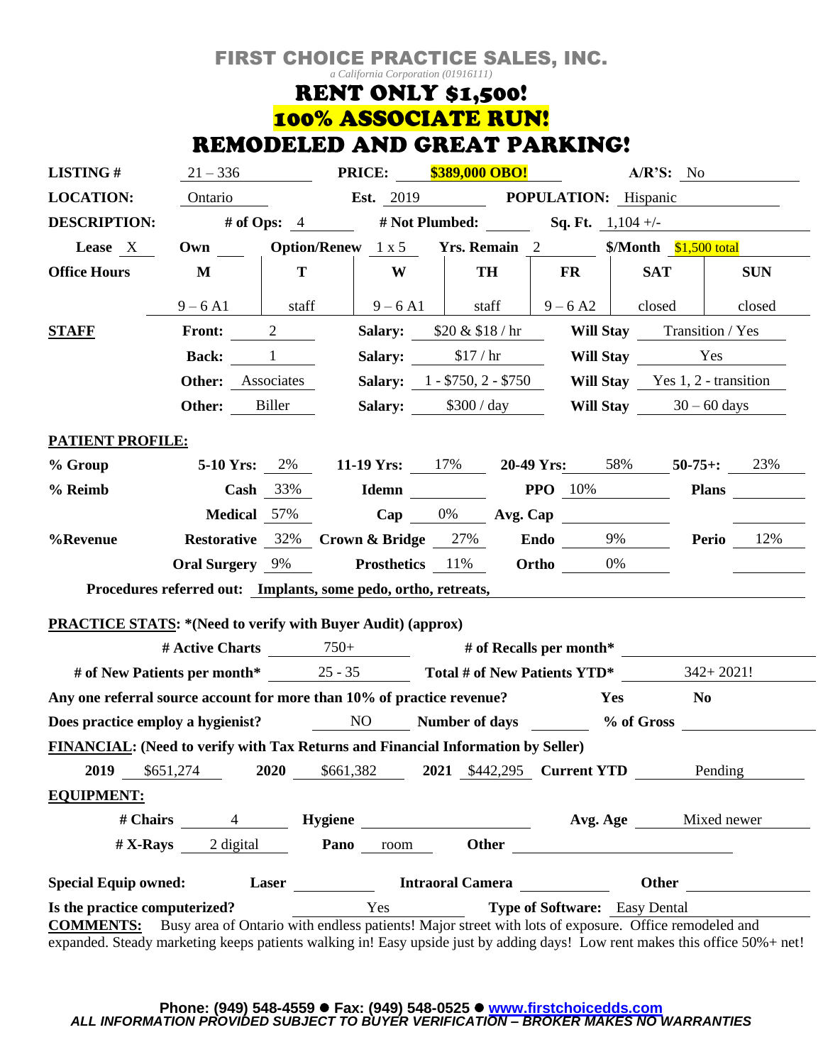# FIRST CHOICE PRACTICE SALES, INC.

*a California Corporation (01916111)*

## RENT ONLY $1,500!

## 100% ASSOCIATE RUN!

## REMODELED AND GREAT PARKING!

**LISTING #** 21 – 336 **PRICE:** **$389,000 OBO!** **A/R'S:** No

**LOCATION:** Ontario **Est.** 2019 **POPULATION:** Hispanic

**DESCRIPTION:** **# of Ops:** 4 **# Not Plumbed:** **Sq. Ft.** 1,104 +/-

**Lease** X **Own** **Option/Renew** 1 x 5 **Yrs. Remain** 2 **$/Month** $1,500 total

| **Office Hours** | **M** | **T** | **W** | **TH** | **FR** | **SAT** | **SUN** |
|---|---|---|---|---|---|---|---|
| | 9 – 6 A1 | staff | 9 – 6 A1 | staff | 9 – 6 A2 | closed | closed |

**STAFF**

| | Count | Salary | Will Stay |
|---|---|---|---|
| **Front:** | 2 | $20 & $18 / hr | Transition / Yes |
| **Back:** | 1 | $17 / hr | Yes |
| **Other:** | Associates | 1 - $750, 2 - $750 | Yes 1, 2 - transition |
| **Other:** | Biller | $300 / day | 30 – 60 days |

**PATIENT PROFILE:**

**% Group** **5-10 Yrs:** 2% **11-19 Yrs:** 17% **20-49 Yrs:** 58% **50-75+:** 23%

**% Reimb** **Cash** 33% **Idemn** **PPO** 10% **Plans**

**Medical** 57% **Cap** 0% **Avg. Cap**

**%Revenue** **Restorative** 32% **Crown & Bridge** 27% **Endo** 9% **Perio** 12%

**Oral Surgery** 9% **Prosthetics** 11% **Ortho** 0%

**Procedures referred out:** Implants, some pedo, ortho, retreats,

**PRACTICE STATS: \*(Need to verify with Buyer Audit) (approx)**

**# Active Charts** 750+ **# of Recalls per month\***

**# of New Patients per month\*** 25 - 35 **Total # of New Patients YTD\*** 342+ 2021!

**Any one referral source account for more than 10% of practice revenue?** **Yes** **No**

**Does practice employ a hygienist?** NO **Number of days** **% of Gross**

**FINANCIAL: (Need to verify with Tax Returns and Financial Information by Seller)**

**2019** $651,274 **2020** $661,382 **2021** $442,295 **Current YTD** Pending

**EQUIPMENT:**

**# Chairs** 4 **Hygiene** **Avg. Age** Mixed newer

**# X-Rays** 2 digital **Pano** room **Other**

**Special Equip owned:** **Laser** **Intraoral Camera** **Other**

**Is the practice computerized?** Yes **Type of Software:** Easy Dental

**COMMENTS:** Busy area of Ontario with endless patients! Major street with lots of exposure. Office remodeled and expanded. Steady marketing keeps patients walking in! Easy upside just by adding days! Low rent makes this office 50%+ net!

**Phone: (949) 548-4559 ● Fax: (949) 548-0525 ● www.firstchoicedds.com**

***ALL INFORMATION PROVIDED SUBJECT TO BUYER VERIFICATION – BROKER MAKES NO WARRANTIES***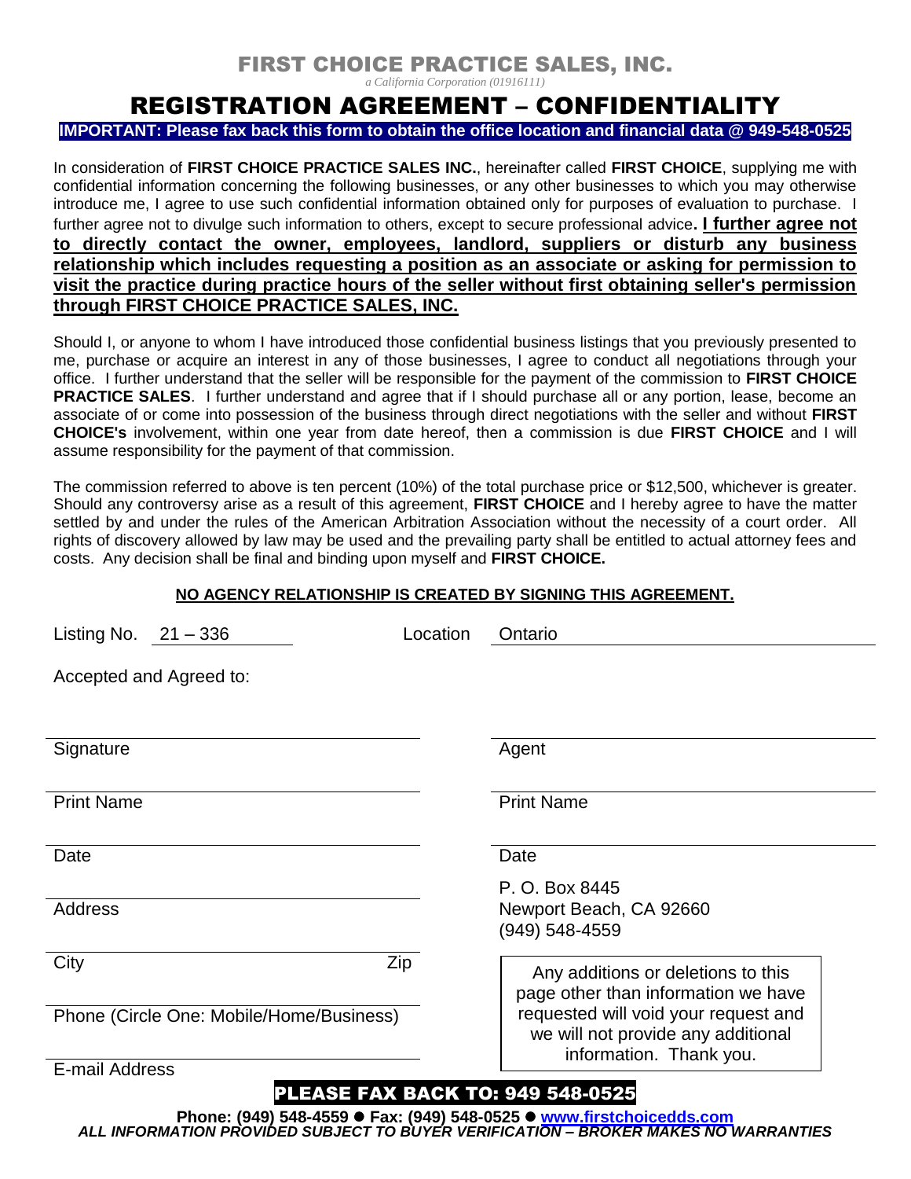# FIRST CHOICE PRACTICE SALES, INC.

*a California Corporation (01916111)*

# REGISTRATION AGREEMENT – CONFIDENTIALITY

**IMPORTANT: Please fax back this form to obtain the office location and financial data @ 949-548-0525**

In consideration of **FIRST CHOICE PRACTICE SALES INC.**, hereinafter called **FIRST CHOICE**, supplying me with confidential information concerning the following businesses, or any other businesses to which you may otherwise introduce me, I agree to use such confidential information obtained only for purposes of evaluation to purchase. I further agree not to divulge such information to others, except to secure professional advice**. I further agree not to directly contact the owner, employees, landlord, suppliers or disturb any business relationship which includes requesting a position as an associate or asking for permission to visit the practice during practice hours of the seller without first obtaining seller's permission through FIRST CHOICE PRACTICE SALES, INC.**

Should I, or anyone to whom I have introduced those confidential business listings that you previously presented to me, purchase or acquire an interest in any of those businesses, I agree to conduct all negotiations through your office. I further understand that the seller will be responsible for the payment of the commission to **FIRST CHOICE PRACTICE SALES**. I further understand and agree that if I should purchase all or any portion, lease, become an associate of or come into possession of the business through direct negotiations with the seller and without **FIRST CHOICE's** involvement, within one year from date hereof, then a commission is due **FIRST CHOICE** and I will assume responsibility for the payment of that commission.

The commission referred to above is ten percent (10%) of the total purchase price or $12,500, whichever is greater. Should any controversy arise as a result of this agreement, **FIRST CHOICE** and I hereby agree to have the matter settled by and under the rules of the American Arbitration Association without the necessity of a court order. All rights of discovery allowed by law may be used and the prevailing party shall be entitled to actual attorney fees and costs. Any decision shall be final and binding upon myself and **FIRST CHOICE.**

**NO AGENCY RELATIONSHIP IS CREATED BY SIGNING THIS AGREEMENT.**

Listing No. 21 – 336 Location Ontario

Accepted and Agreed to:

Signature

Print Name

Date

Address

City Zip

Phone (Circle One: Mobile/Home/Business)

E-mail Address

Agent

Print Name

Date

P. O. Box 8445
Newport Beach, CA 92660
(949) 548-4559

Any additions or deletions to this page other than information we have requested will void your request and we will not provide any additional information. Thank you.

**PLEASE FAX BACK TO: 949 548-0525**

**Phone: (949) 548-4559 ● Fax: (949) 548-0525 ● www.firstchoicedds.com**

***ALL INFORMATION PROVIDED SUBJECT TO BUYER VERIFICATION – BROKER MAKES NO WARRANTIES***